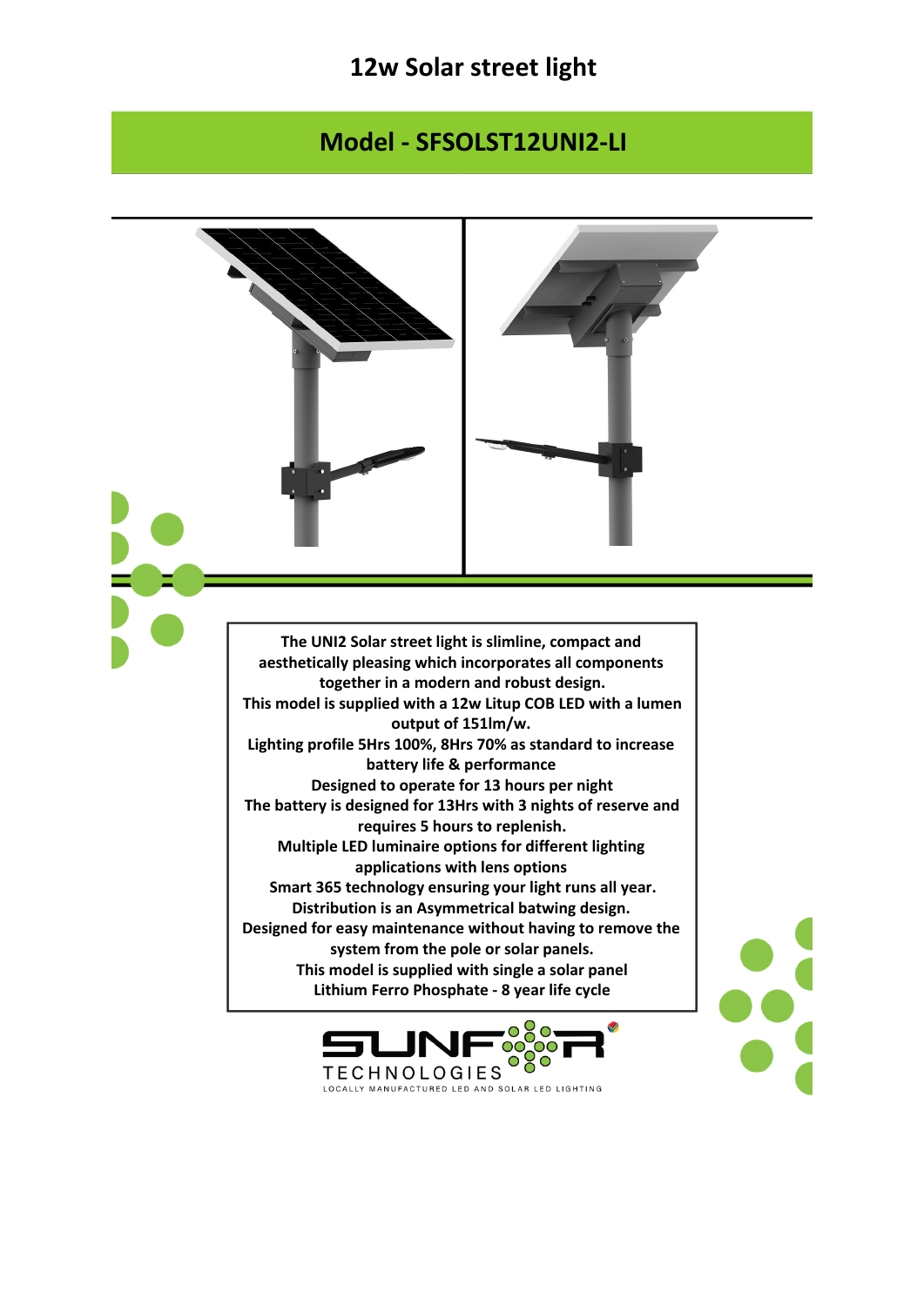# 12w Solar street light

## Model - SFSOLST12UNI2-LI

**The UNI2 Solar street light is slimline, compact and aesthetically pleasing which incorporates all components together in a modern and robust design.**
**This model is supplied with a 12w Litup COB LED with a lumen output of 151lm/w.**
**Lighting profile 5Hrs 100%, 8Hrs 70% as standard to increase battery life & performance**
**Designed to operate for 13 hours per night**
**The battery is designed for 13Hrs with 3 nights of reserve and requires 5 hours to replenish.**
**Multiple LED luminaire options for different lighting applications with lens options**
**Smart 365 technology ensuring your light runs all year.**
**Distribution is an Asymmetrical batwing design.**
**Designed for easy maintenance without having to remove the system from the pole or solar panels.**
**This model is supplied with single a solar panel**
**Lithium Ferro Phosphate - 8 year life cycle**

SUNFOR TECHNOLOGIES
LOCALLY MANUFACTURED LED AND SOLAR LED LIGHTING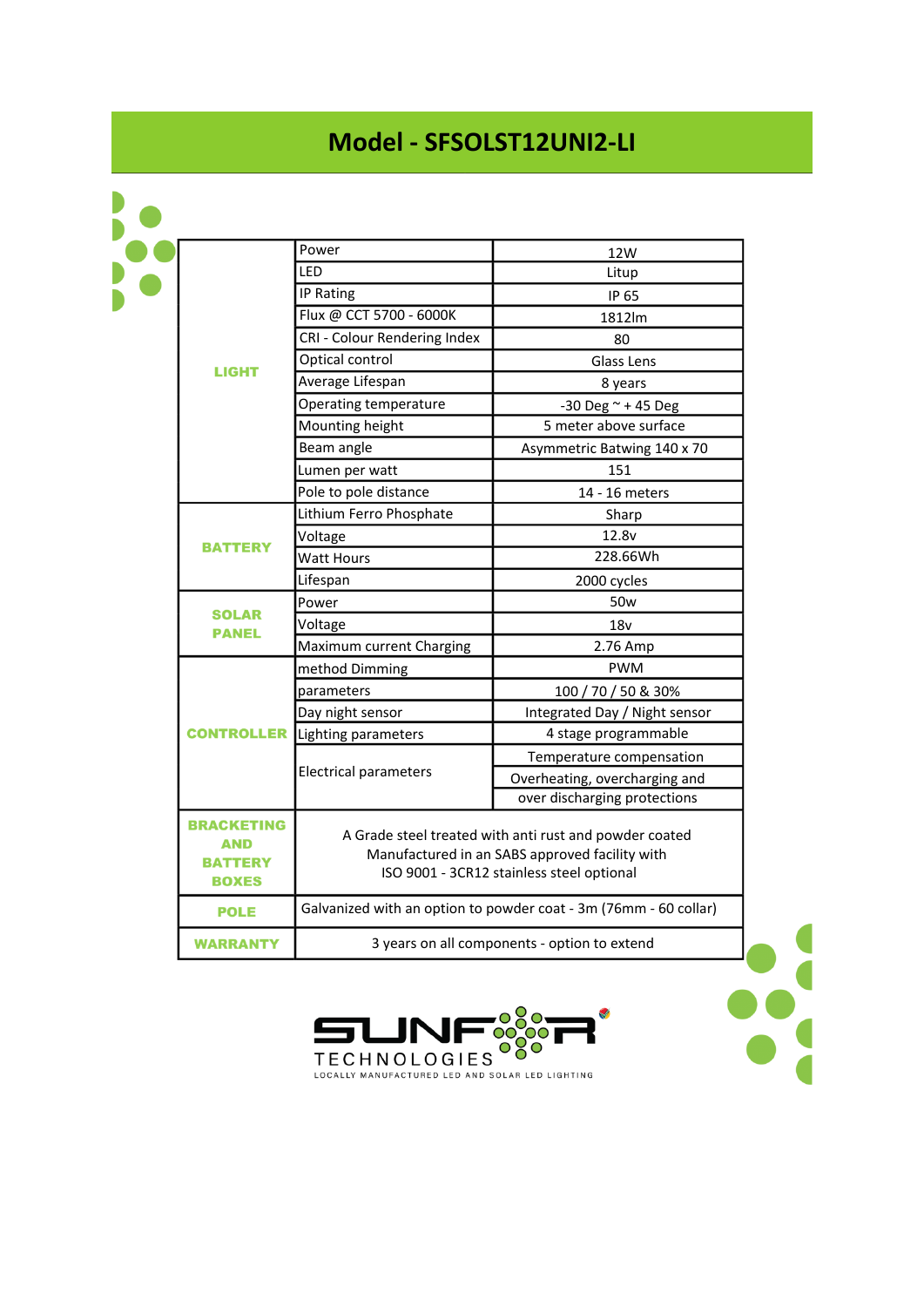# Model - SFSOLST12UNI2-LI

| | | |
|---|---|---|
| LIGHT | Power | 12W |
| | LED | Litup |
| | IP Rating | IP 65 |
| | Flux @ CCT 5700 - 6000K | 1812lm |
| | CRI - Colour Rendering Index | 80 |
| | Optical control | Glass Lens |
| | Average Lifespan | 8 years |
| | Operating temperature | -30 Deg ~ + 45 Deg |
| | Mounting height | 5 meter above surface |
| | Beam angle | Asymmetric Batwing 140 x 70 |
| | Lumen per watt | 151 |
| | Pole to pole distance | 14 - 16 meters |
| BATTERY | Lithium Ferro Phosphate | Sharp |
| | Voltage | 12.8v |
| | Watt Hours | 228.66Wh |
| | Lifespan | 2000 cycles |
| SOLAR PANEL | Power | 50w |
| | Voltage | 18v |
| | Maximum current Charging | 2.76 Amp |
| CONTROLLER | method Dimming | PWM |
| | parameters | 100 / 70 / 50 & 30% |
| | Day night sensor | Integrated Day / Night sensor |
| | Lighting parameters | 4 stage programmable |
| | Electrical parameters | Temperature compensation |
| | | Overheating, overcharging and over discharging protections |
| BRACKETING AND BATTERY BOXES | A Grade steel treated with anti rust and powder coated Manufactured in an SABS approved facility with ISO 9001 - 3CR12 stainless steel optional | |
| POLE | Galvanized with an option to powder coat - 3m (76mm - 60 collar) | |
| WARRANTY | 3 years on all components - option to extend | |

SUNFOR TECHNOLOGIES

LOCALLY MANUFACTURED LED AND SOLAR LED LIGHTING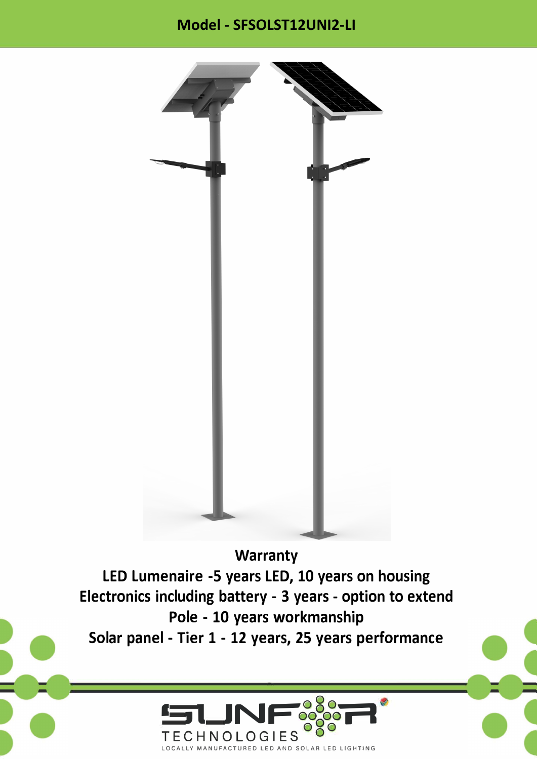# Model - SFSOLST12UNI2-LI

**Warranty**

**LED Lumenaire -5 years LED, 10 years on housing**

**Electronics including battery - 3 years - option to extend**

**Pole - 10 years workmanship**

**Solar panel - Tier 1 - 12 years, 25 years performance**

SUNFOR TECHNOLOGIES

LOCALLY MANUFACTURED LED AND SOLAR LED LIGHTING